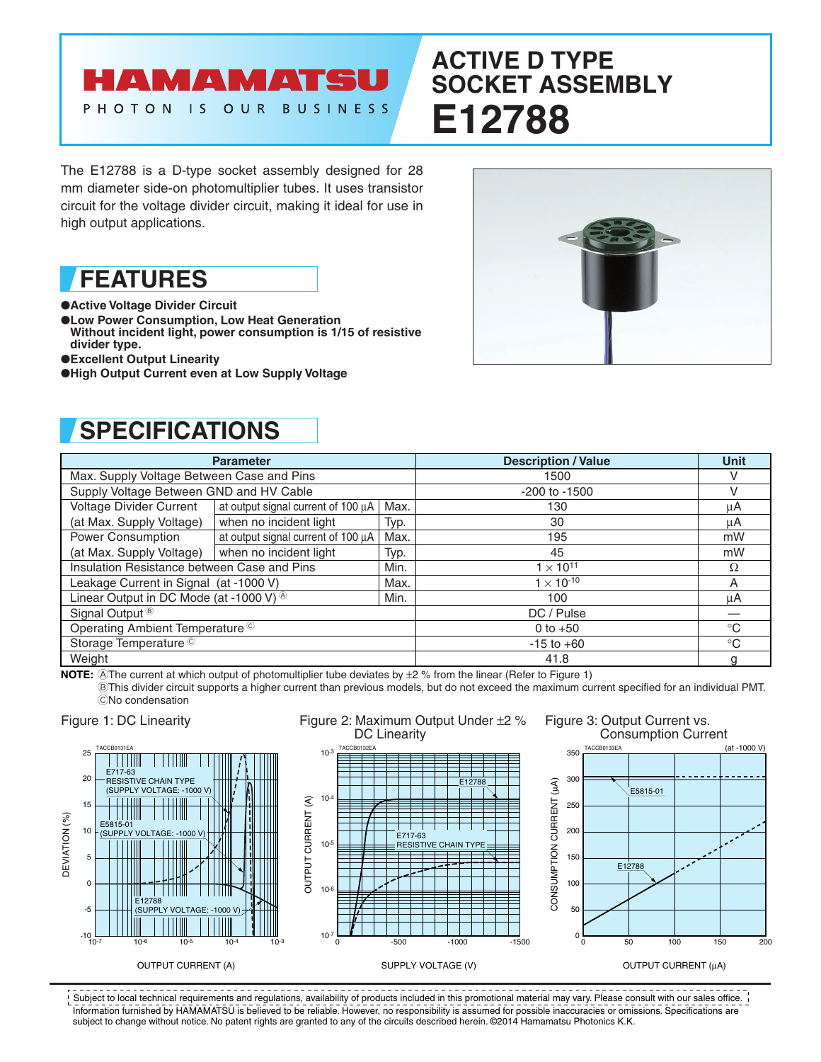# HAMAMATSU

PHOTON IS OUR BUSINESS

# ACTIVE D TYPE SOCKET ASSEMBLY E12788

The E12788 is a D-type socket assembly designed for 28 mm diameter side-on photomultiplier tubes. It uses transistor circuit for the voltage divider circuit, making it ideal for use in high output applications.

## FEATURES

- **Active Voltage Divider Circuit**
- **Low Power Consumption, Low Heat Generation**
  **Without incident light, power consumption is 1/15 of resistive divider type.**
- **Excellent Output Linearity**
- **High Output Current even at Low Supply Voltage**

## SPECIFICATIONS

| Parameter | | | Description / Value | Unit |
|---|---|---|---|---|
| Max. Supply Voltage Between Case and Pins | | | 1500 | V |
| Supply Voltage Between GND and HV Cable | | | -200 to -1500 | V |
| Voltage Divider Current | at output signal current of 100 µA | Max. | 130 | µA |
| (at Max. Supply Voltage) | when no incident light | Typ. | 30 | µA |
| Power Consumption | at output signal current of 100 µA | Max. | 195 | mW |
| (at Max. Supply Voltage) | when no incident light | Typ. | 45 | mW |
| Insulation Resistance between Case and Pins | | Min. | $1 \times 10^{11}$ | Ω |
| Leakage Current in Signal (at -1000 V) | | Max. | $1 \times 10^{-10}$ | A |
| Linear Output in DC Mode (at -1000 V) Ⓐ | | Min. | 100 | µA |
| Signal Output Ⓑ | | | DC / Pulse | — |
| Operating Ambient Temperature Ⓒ | | | 0 to +50 | °C |
| Storage Temperature Ⓒ | | | -15 to +60 | °C |
| Weight | | | 41.8 | g |

**NOTE:** ⒶThe current at which output of photomultiplier tube deviates by ±2 % from the linear (Refer to Figure 1)
ⒷThis divider circuit supports a higher current than previous models, but do not exceed the maximum current specified for an individual PMT.
ⒸNo condensation

Figure 1: DC Linearity

Figure 2: Maximum Output Under ±2 % DC Linearity

Figure 3: Output Current vs. Consumption Current

Subject to local technical requirements and regulations, availability of products included in this promotional material may vary. Please consult with our sales office.
Information furnished by HAMAMATSU is believed to be reliable. However, no responsibility is assumed for possible inaccuracies or omissions. Specifications are subject to change without notice. No patent rights are granted to any of the circuits described herein. ©2014 Hamamatsu Photonics K.K.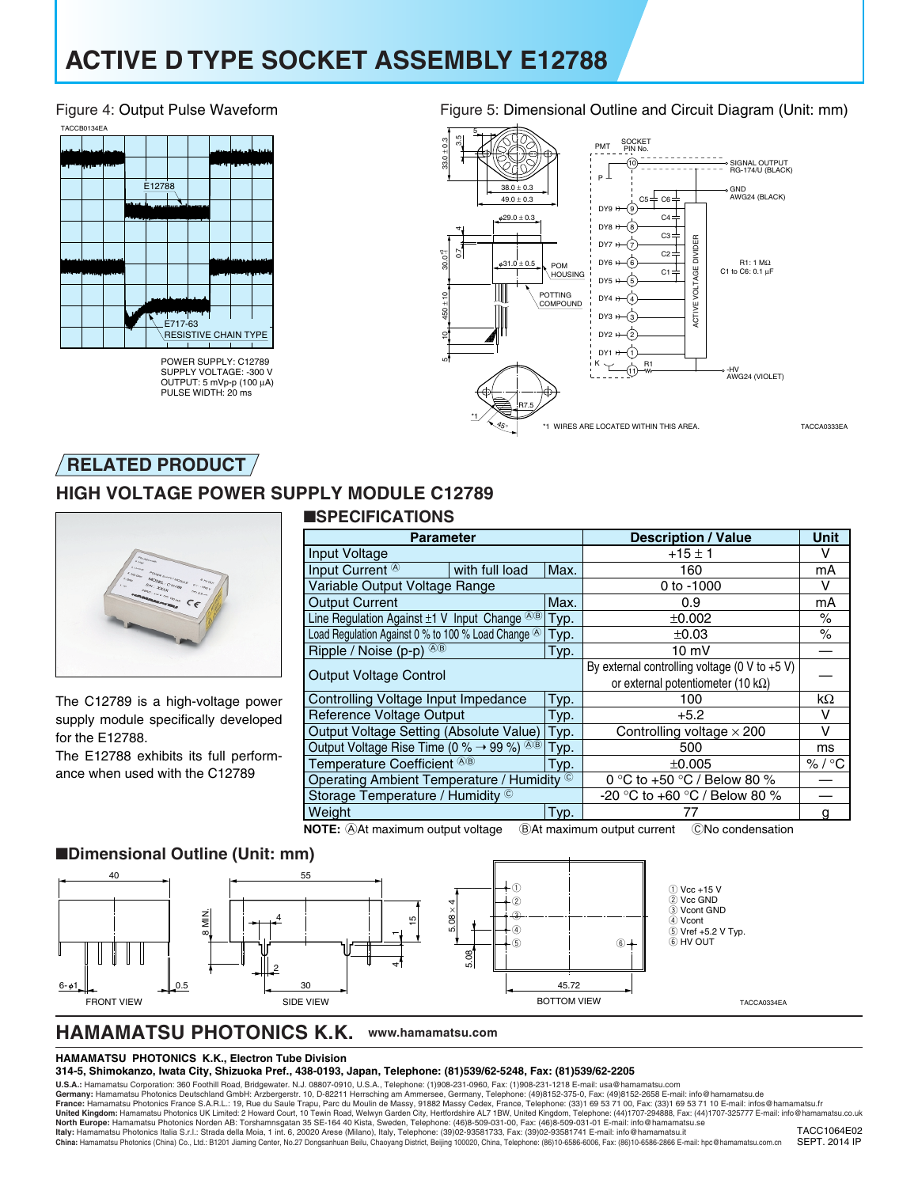# ACTIVE D TYPE SOCKET ASSEMBLY E12788

Figure 4: Output Pulse Waveform

TACCB0134EA

E12788

E717-63
RESISTIVE CHAIN TYPE

POWER SUPPLY: C12789
SUPPLY VOLTAGE: -300 V
OUTPUT: 5 mVp-p (100 μA)
PULSE WIDTH: 20 ms

Figure 5: Dimensional Outline and Circuit Diagram (Unit: mm)

*1 WIRES ARE LOCATED WITHIN THIS AREA.

TACCA0333EA

## RELATED PRODUCT

## HIGH VOLTAGE POWER SUPPLY MODULE C12789

The C12789 is a high-voltage power supply module specifically developed for the E12788.

The E12788 exhibits its full performance when used with the C12789

### ■SPECIFICATIONS

| Parameter | | | Description / Value | Unit |
|---|---|---|---|---|
| Input Voltage | | | +15 ± 1 | V |
| Input Current Ⓐ | with full load | Max. | 160 | mA |
| Variable Output Voltage Range | | | 0 to -1000 | V |
| Output Current | | Max. | 0.9 | mA |
| Line Regulation Against ±1 V Input Change ⒶⒷ | | Typ. | ±0.002 | % |
| Load Regulation Against 0 % to 100 % Load Change Ⓐ | | Typ. | ±0.03 | % |
| Ripple / Noise (p-p) ⒶⒷ | | Typ. | 10 mV | — |
| Output Voltage Control | | | By external controlling voltage (0 V to +5 V) or external potentiometer (10 kΩ) | — |
| Controlling Voltage Input Impedance | | Typ. | 100 | kΩ |
| Reference Voltage Output | | Typ. | +5.2 | V |
| Output Voltage Setting (Absolute Value) | | Typ. | Controlling voltage × 200 | V |
| Output Voltage Rise Time (0 % → 99 %) ⒶⒷ | | Typ. | 500 | ms |
| Temperature Coefficient ⒶⒷ | | Typ. | ±0.005 | % / °C |
| Operating Ambient Temperature / Humidity Ⓒ | | | 0 °C to +50 °C / Below 80 % | — |
| Storage Temperature / Humidity Ⓒ | | | -20 °C to +60 °C / Below 80 % | — |
| Weight | | Typ. | 77 | g |

**NOTE:** ⒶAt maximum output voltage ⒷAt maximum output current ⒸNo condensation

### ■Dimensional Outline (Unit: mm)

FRONT VIEW

SIDE VIEW

BOTTOM VIEW

① Vcc +15 V
② Vcc GND
③ Vcont GND
④ Vcont
⑤ Vref +5.2 V Typ.
⑥ HV OUT

TACCA0334EA

## HAMAMATSU PHOTONICS K.K. www.hamamatsu.com

**HAMAMATSU PHOTONICS K.K., Electron Tube Division**
**314-5, Shimokanzo, Iwata City, Shizuoka Pref., 438-0193, Japan, Telephone: (81)539/62-5248, Fax: (81)539/62-2205**

**U.S.A.:** Hamamatsu Corporation: 360 Foothill Road, Bridgewater. N.J. 08807-0910, U.S.A., Telephone: (1)908-231-0960, Fax: (1)908-231-1218 E-mail: usa@hamamatsu.com
**Germany:** Hamamatsu Photonics Deutschland GmbH: Arzbergerstr. 10, D-82211 Herrsching am Ammersee, Germany, Telephone: (49)8152-375-0, Fax: (49)8152-2658 E-mail: info@hamamatsu.de
**France:** Hamamatsu Photonics France S.A.R.L.: 19, Rue du Saule Trapu, Parc du Moulin de Massy, 91882 Massy Cedex, France, Telephone: (33)1 69 53 71 00, Fax: (33)1 69 53 71 10 E-mail: infos@hamamatsu.fr
**United Kingdom:** Hamamatsu Photonics UK Limited: 2 Howard Court, 10 Tewin Road, Welwyn Garden City, Hertfordshire AL7 1BW, United Kingdom, Telephone: (44)1707-294888, Fax: (44)1707-325777 E-mail: info@hamamatsu.co.uk
**North Europe:** Hamamatsu Photonics Norden AB: Torshamnsgatan 35 SE-164 40 Kista, Sweden, Telephone: (46)8-509-031-00, Fax: (46)8-509-031-01 E-mail: info@hamamatsu.se
**Italy:** Hamamatsu Photonics Italia S.r.l.: Strada della Moia, 1 int. 6, 20020 Arese (Milano), Italy, Telephone: (39)02-93581733, Fax: (39)02-93581741 E-mail: info@hamamatsu.it
**China:** Hamamatsu Photonics (China) Co., Ltd.: B1201 Jiaming Center, No.27 Dongsanhuan Beilu, Chaoyang District, Beijing 100020, China, Telephone: (86)10-6586-6006, Fax: (86)10-6586-2866 E-mail: hpc@hamamatsu.com.cn

TACC1064E02
SEPT. 2014 IP